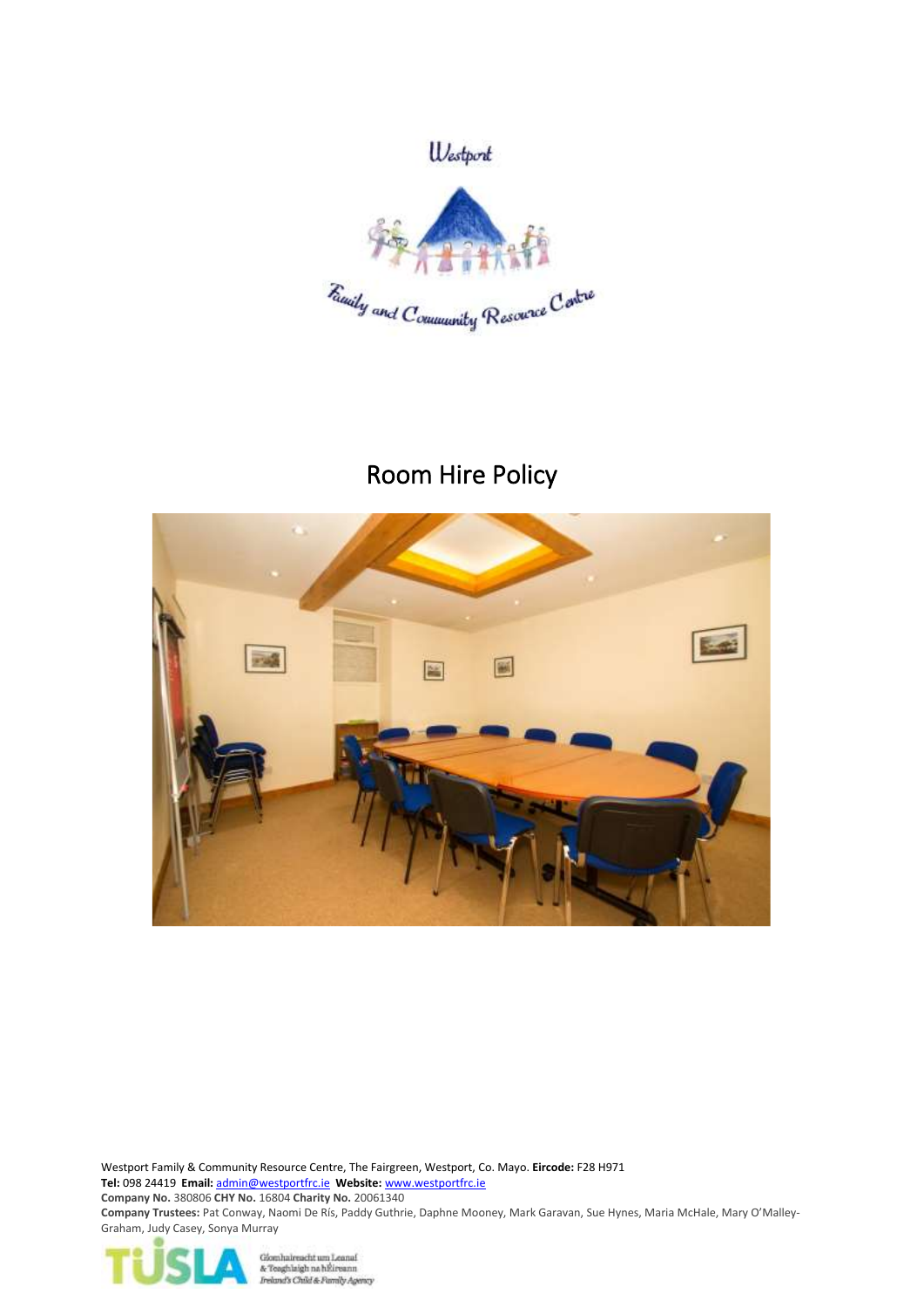Westport

Family and Community Resource Centre

# Room Hire Policy

Westport Family & Community Resource Centre, The Fairgreen, Westport, Co. Mayo. **Eircode:** F28 H971
**Tel:** 098 24419 **Email:** admin@westportfrc.ie **Website:** www.westportfrc.ie
**Company No.** 380806 **CHY No.** 16804 **Charity No.** 20061340
**Company Trustees:** Pat Conway, Naomi De Ris, Paddy Guthrie, Daphne Mooney, Mark Garavan, Sue Hynes, Maria McHale, Mary O'Malley-Graham, Judy Casey, Sonya Murray

TÚSLA Gníomhaireacht um Leanaí & Teaghlaigh na hÉireann Ireland's Child & Family Agency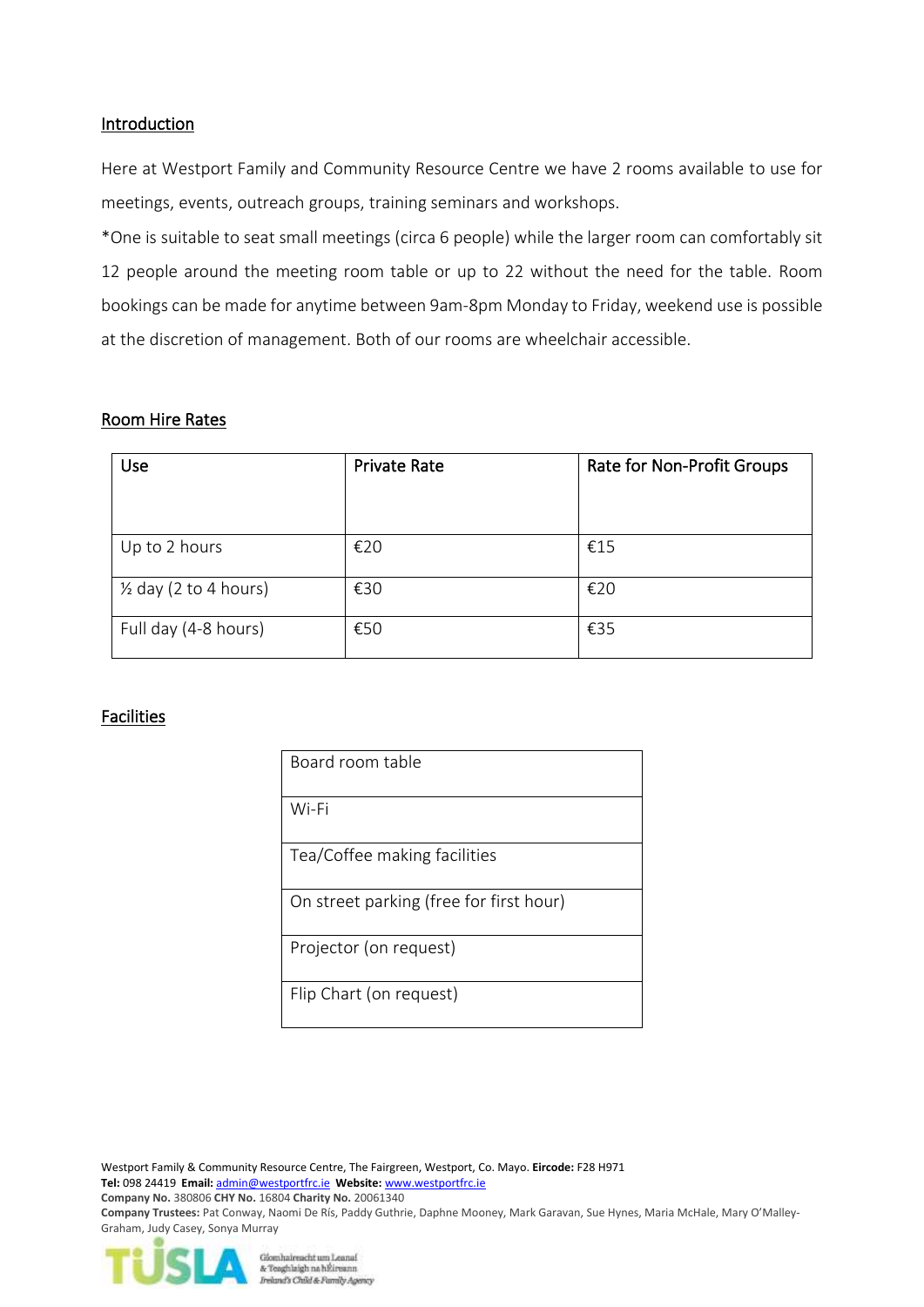## Introduction

Here at Westport Family and Community Resource Centre we have 2 rooms available to use for meetings, events, outreach groups, training seminars and workshops.

*One is suitable to seat small meetings (circa 6 people) while the larger room can comfortably sit 12 people around the meeting room table or up to 22 without the need for the table. Room bookings can be made for anytime between 9am-8pm Monday to Friday, weekend use is possible at the discretion of management. Both of our rooms are wheelchair accessible.

## Room Hire Rates

| Use | Private Rate | Rate for Non-Profit Groups |
|---|---|---|
| Up to 2 hours | €20 | €15 |
| ½ day (2 to 4 hours) | €30 | €20 |
| Full day (4-8 hours) | €50 | €35 |

## Facilities

| Board room table |
|---|
| Wi-Fi |
| Tea/Coffee making facilities |
| On street parking (free for first hour) |
| Projector (on request) |
| Flip Chart (on request) |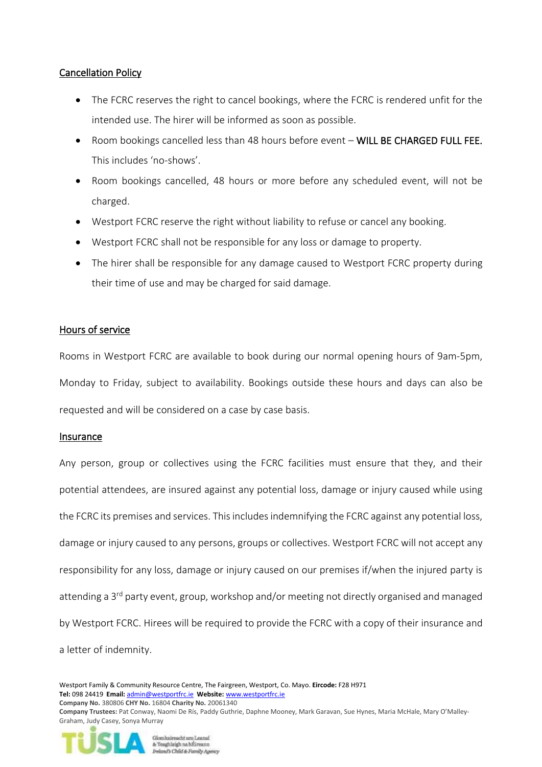## Cancellation Policy

- The FCRC reserves the right to cancel bookings, where the FCRC is rendered unfit for the intended use. The hirer will be informed as soon as possible.
- Room bookings cancelled less than 48 hours before event – WILL BE CHARGED FULL FEE. This includes 'no-shows'.
- Room bookings cancelled, 48 hours or more before any scheduled event, will not be charged.
- Westport FCRC reserve the right without liability to refuse or cancel any booking.
- Westport FCRC shall not be responsible for any loss or damage to property.
- The hirer shall be responsible for any damage caused to Westport FCRC property during their time of use and may be charged for said damage.

## Hours of service

Rooms in Westport FCRC are available to book during our normal opening hours of 9am-5pm, Monday to Friday, subject to availability. Bookings outside these hours and days can also be requested and will be considered on a case by case basis.

## Insurance

Any person, group or collectives using the FCRC facilities must ensure that they, and their potential attendees, are insured against any potential loss, damage or injury caused while using the FCRC its premises and services. This includes indemnifying the FCRC against any potential loss, damage or injury caused to any persons, groups or collectives. Westport FCRC will not accept any responsibility for any loss, damage or injury caused on our premises if/when the injured party is attending a 3rd party event, group, workshop and/or meeting not directly organised and managed by Westport FCRC. Hirees will be required to provide the FCRC with a copy of their insurance and a letter of indemnity.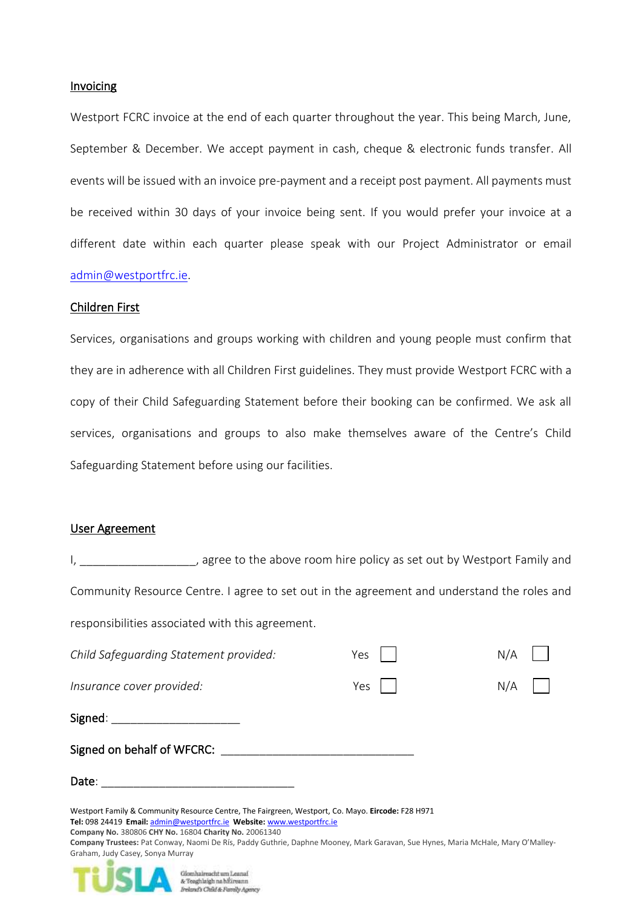**Invoicing**

Westport FCRC invoice at the end of each quarter throughout the year. This being March, June, September & December. We accept payment in cash, cheque & electronic funds transfer. All events will be issued with an invoice pre-payment and a receipt post payment. All payments must be received within 30 days of your invoice being sent. If you would prefer your invoice at a different date within each quarter please speak with our Project Administrator or email admin@westportfrc.ie.

**Children First**

Services, organisations and groups working with children and young people must confirm that they are in adherence with all Children First guidelines. They must provide Westport FCRC with a copy of their Child Safeguarding Statement before their booking can be confirmed. We ask all services, organisations and groups to also make themselves aware of the Centre's Child Safeguarding Statement before using our facilities.

**User Agreement**

I, ________________, agree to the above room hire policy as set out by Westport Family and Community Resource Centre. I agree to set out in the agreement and understand the roles and responsibilities associated with this agreement.

| | | |
|---|---|---|
| *Child Safeguarding Statement provided:* | Yes ☐ | N/A ☐ |
| *Insurance cover provided:* | Yes ☐ | N/A ☐ |

Signed: ____________________

Signed on behalf of WFCRC: ______________________________

Date: ______________________________

Westport Family & Community Resource Centre, The Fairgreen, Westport, Co. Mayo. **Eircode:** F28 H971
**Tel:** 098 24419 **Email:** admin@westportfrc.ie **Website:** www.westportfrc.ie
**Company No.** 380806 **CHY No.** 16804 **Charity No.** 20061340
**Company Trustees:** Pat Conway, Naomi De Ris, Paddy Guthrie, Daphne Mooney, Mark Garavan, Sue Hynes, Maria McHale, Mary O'Malley-Graham, Judy Casey, Sonya Murray

TUSLA Gníomhaireacht um Leanaí & Teaghlaigh na hÉireann Ireland's Child & Family Agency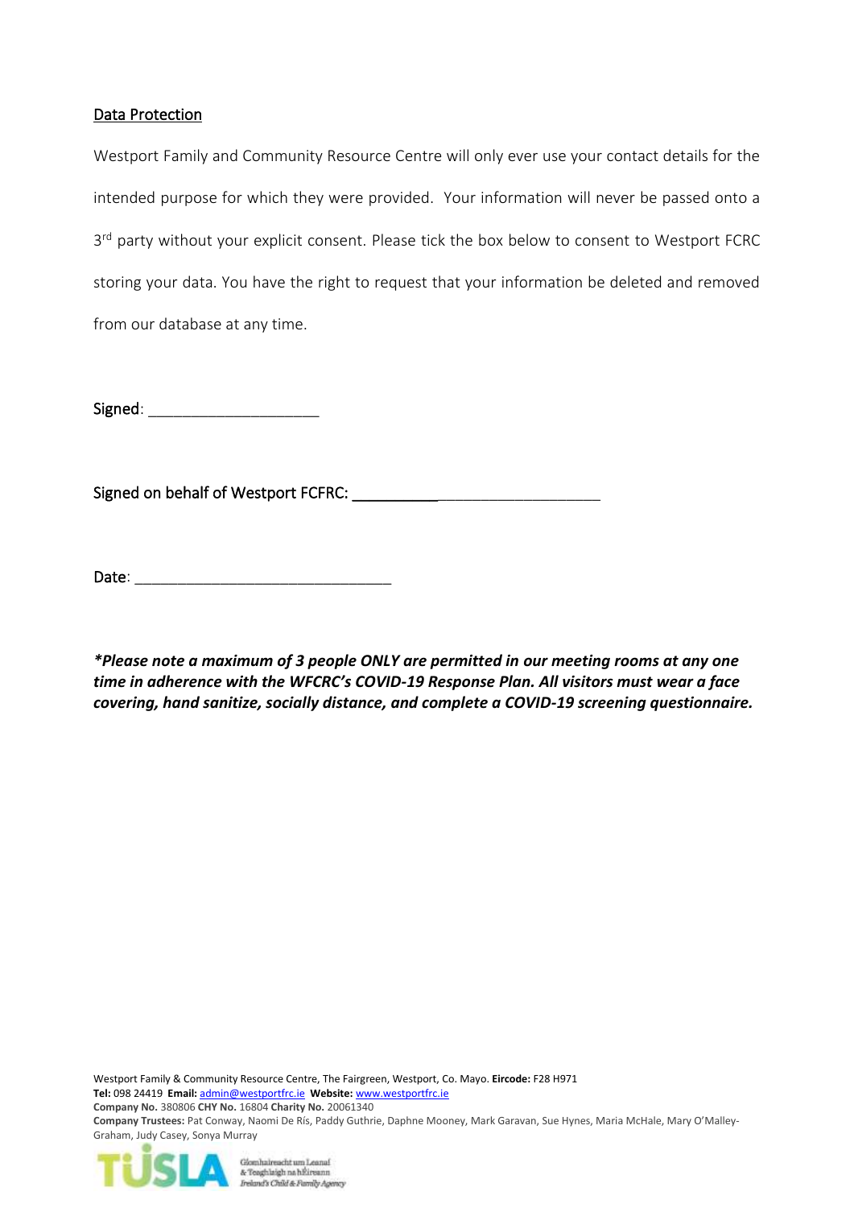<u>Data Protection</u>

Westport Family and Community Resource Centre will only ever use your contact details for the intended purpose for which they were provided. Your information will never be passed onto a 3rd party without your explicit consent. Please tick the box below to consent to Westport FCRC storing your data. You have the right to request that your information be deleted and removed from our database at any time.

Signed: ____________________

Signed on behalf of Westport FCFRC: ______________________________

Date: ______________________________

***Please note a maximum of 3 people ONLY are permitted in our meeting rooms at any one time in adherence with the WFCRC's COVID-19 Response Plan. All visitors must wear a face covering, hand sanitize, socially distance, and complete a COVID-19 screening questionnaire.***

Westport Family & Community Resource Centre, The Fairgreen, Westport, Co. Mayo. **Eircode:** F28 H971
**Tel:** 098 24419 **Email:** admin@westportfrc.ie **Website:** www.westportfrc.ie
**Company No.** 380806 **CHY No.** 16804 **Charity No.** 20061340
**Company Trustees:** Pat Conway, Naomi De Ris, Paddy Guthrie, Daphne Mooney, Mark Garavan, Sue Hynes, Maria McHale, Mary O'Malley-Graham, Judy Casey, Sonya Murray

TUSLA Gníomhaireacht um Leanaí & Teaghlaigh na hÉireann Ireland's Child & Family Agency